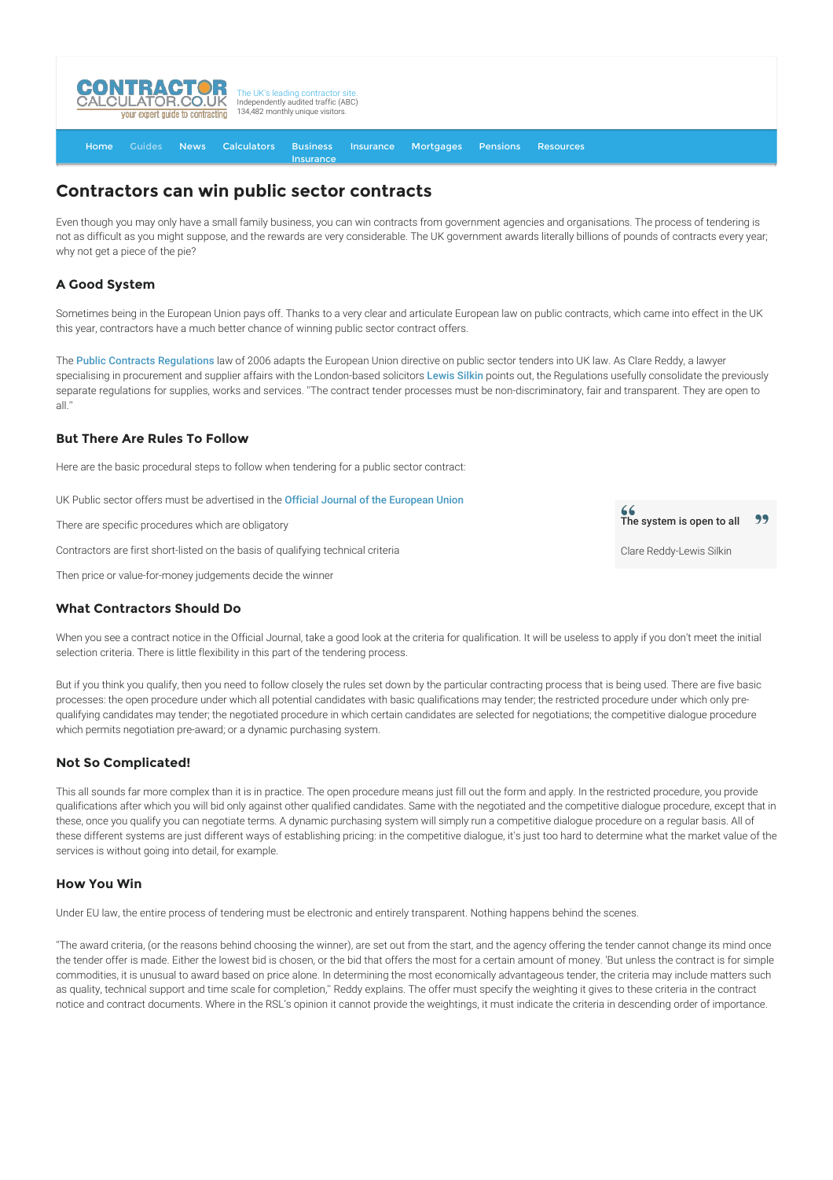# Contractors can win public sector contracts

Even though you may only have a small family business, you can win contracts from government agencies and organisations. The process of tendering is not as difficult as you might suppose, and the rewards are very considerable. The UK government awards literally billions of pounds of contracts every year; why not get a piece of the pie?

### A Good System

Sometimes being in the European Union pays off. Thanks to a very clear and articulate European law on public contracts, which came into effect in the UK this year, contractors have a much better chance of winning public sector contract offers.

The Public Contracts Regulations law of 2006 adapts the European Union directive on public sector tenders into UK law. As Clare Reddy, a lawyer specialising in procurement and supplier affairs with the London-based solicitors Lewis Silkin points out, the Regulations usefully consolidate the previously separate regulations for supplies, works and services. "The contract tender processes must be non-discriminatory, fair and transparent. They are open to all."

### But There Are Rules To Follow

Here are the basic procedural steps to follow when tendering for a public sector contract:

UK Public sector offers must be advertised in the Official Journal of the European Union

There are specific procedures which are obligatory

Contractors are first short-listed on the basis of qualifying technical criteria

Then price or value-for-money judgements decide the winner

> "The system is open to all"
>
> Clare Reddy-Lewis Silkin

### What Contractors Should Do

When you see a contract notice in the Official Journal, take a good look at the criteria for qualification. It will be useless to apply if you don't meet the initial selection criteria. There is little flexibility in this part of the tendering process.

But if you think you qualify, then you need to follow closely the rules set down by the particular contracting process that is being used. There are five basic processes: the open procedure under which all potential candidates with basic qualifications may tender; the restricted procedure under which only pre-qualifying candidates may tender; the negotiated procedure in which certain candidates are selected for negotiations; the competitive dialogue procedure which permits negotiation pre-award; or a dynamic purchasing system.

### Not So Complicated!

This all sounds far more complex than it is in practice. The open procedure means just fill out the form and apply. In the restricted procedure, you provide qualifications after which you will bid only against other qualified candidates. Same with the negotiated and the competitive dialogue procedure, except that in these, once you qualify you can negotiate terms. A dynamic purchasing system will simply run a competitive dialogue procedure on a regular basis. All of these different systems are just different ways of establishing pricing: in the competitive dialogue, it's just too hard to determine what the market value of the services is without going into detail, for example.

### How You Win

Under EU law, the entire process of tendering must be electronic and entirely transparent. Nothing happens behind the scenes.

"The award criteria, (or the reasons behind choosing the winner), are set out from the start, and the agency offering the tender cannot change its mind once the tender offer is made. Either the lowest bid is chosen, or the bid that offers the most for a certain amount of money. 'But unless the contract is for simple commodities, it is unusual to award based on price alone. In determining the most economically advantageous tender, the criteria may include matters such as quality, technical support and time scale for completion," Reddy explains. The offer must specify the weighting it gives to these criteria in the contract notice and contract documents. Where in the RSL's opinion it cannot provide the weightings, it must indicate the criteria in descending order of importance.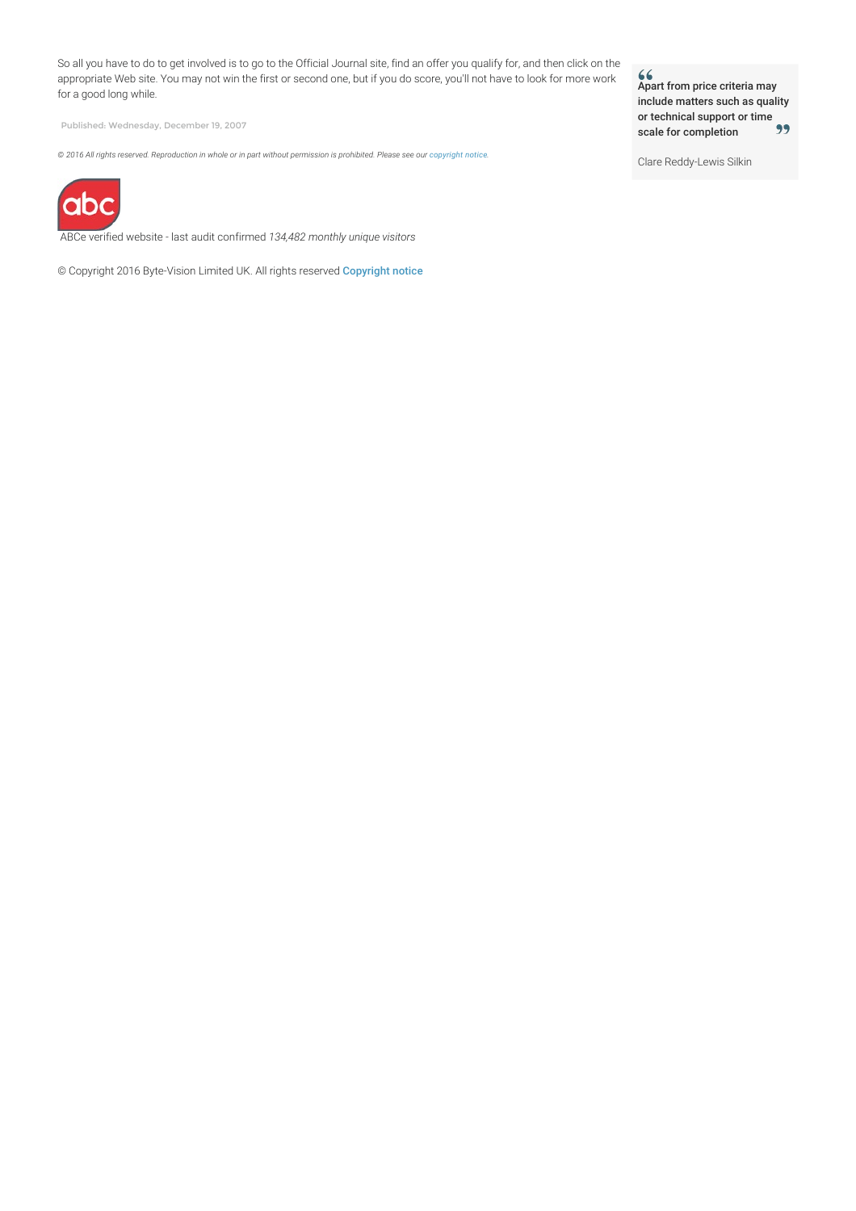So all you have to do to get involved is to go to the Official Journal site, find an offer you qualify for, and then click on the appropriate Web site. You may not win the first or second one, but if you do score, you'll not have to look for more work for a good long while.

Published: Wednesday, December 19, 2007

*© 2016 All rights reserved. Reproduction in whole or in part without permission is prohibited. Please see our copyright notice.*

> **Apart from price criteria may include matters such as quality or technical support or time scale for completion**
>
> Clare Reddy-Lewis Silkin

ABCe verified website - last audit confirmed *134,482 monthly unique visitors*

© Copyright 2016 Byte-Vision Limited UK. All rights reserved **Copyright notice**